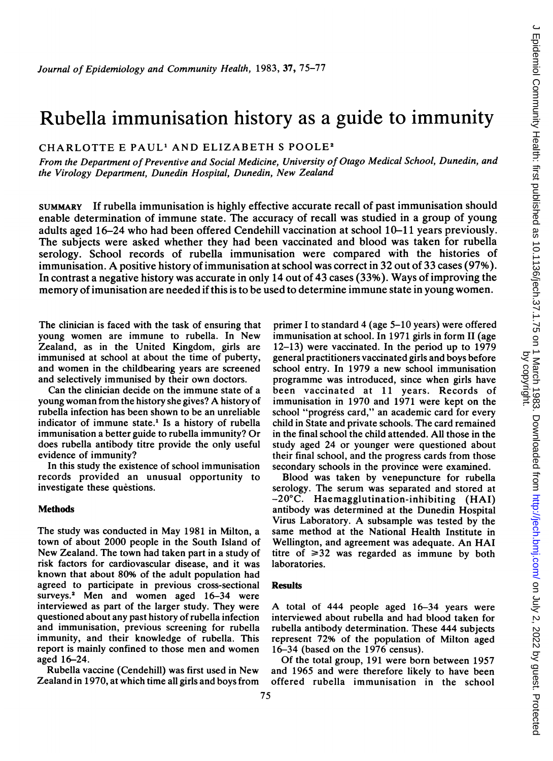# Rubella immunisation history as a guide to immunity

CHARLOTTE E PAUL[1] AND ELIZABETH S POOLE[2]

*From the Department of Preventive and Social Medicine, University of Otago Medical School, Dunedin, and the Virology Department, Dunedin Hospital, Dunedin, New Zealand*

SUMMARY If rubella immunisation is highly effective accurate recall of past immunisation should enable determination of immune state. The accuracy of recall was studied in a group of young adults aged 16–24 who had been offered Cendehill vaccination at school 10–11 years previously. The subjects were asked whether they had been vaccinated and blood was taken for rubella serology. School records of rubella immunisation were compared with the histories of immunisation. A positive history of immunisation at school was correct in 32 out of 33 cases (97%). In contrast a negative history was accurate in only 14 out of 43 cases (33%). Ways of improving the memory of imunisation are needed if this is to be used to determine immune state in young women.

The clinician is faced with the task of ensuring that young women are immune to rubella. In New Zealand, as in the United Kingdom, girls are immunised at school at about the time of puberty, and women in the childbearing years are screened and selectively immunised by their own doctors.

Can the clinician decide on the immune state of a young woman from the history she gives? A history of rubella infection has been shown to be an unreliable indicator of immune state.[1] Is a history of rubella immunisation a better guide to rubella immunity? Or does rubella antibody titre provide the only useful evidence of immunity?

In this study the existence of school immunisation records provided an unusual opportunity to investigate these questions.

## Methods

The study was conducted in May 1981 in Milton, a town of about 2000 people in the South Island of New Zealand. The town had taken part in a study of risk factors for cardiovascular disease, and it was known that about 80% of the adult population had agreed to participate in previous cross-sectional surveys.[2] Men and women aged 16–34 were interviewed as part of the larger study. They were questioned about any past history of rubella infection and immunisation, previous screening for rubella immunity, and their knowledge of rubella. This report is mainly confined to those men and women aged 16–24.

Rubella vaccine (Cendehill) was first used in New Zealand in 1970, at which time all girls and boys from primer I to standard 4 (age 5–10 years) were offered immunisation at school. In 1971 girls in form II (age 12–13) were vaccinated. In the period up to 1979 general practitioners vaccinated girls and boys before school entry. In 1979 a new school immunisation programme was introduced, since when girls have been vaccinated at 11 years. Records of immunisation in 1970 and 1971 were kept on the school "progress card," an academic card for every child in State and private schools. The card remained in the final school the child attended. All those in the study aged 24 or younger were questioned about their final school, and the progress cards from those secondary schools in the province were examined.

Blood was taken by venepuncture for rubella serology. The serum was separated and stored at −20°C. Haemagglutination-inhibiting (HAI) antibody was determined at the Dunedin Hospital Virus Laboratory. A subsample was tested by the same method at the National Health Institute in Wellington, and agreement was adequate. An HAI titre of ≥32 was regarded as immune by both laboratories.

## Results

A total of 444 people aged 16–34 years were interviewed about rubella and had blood taken for rubella antibody determination. These 444 subjects represent 72% of the population of Milton aged 16–34 (based on the 1976 census).

Of the total group, 191 were born between 1957 and 1965 and were therefore likely to have been offered rubella immunisation in the school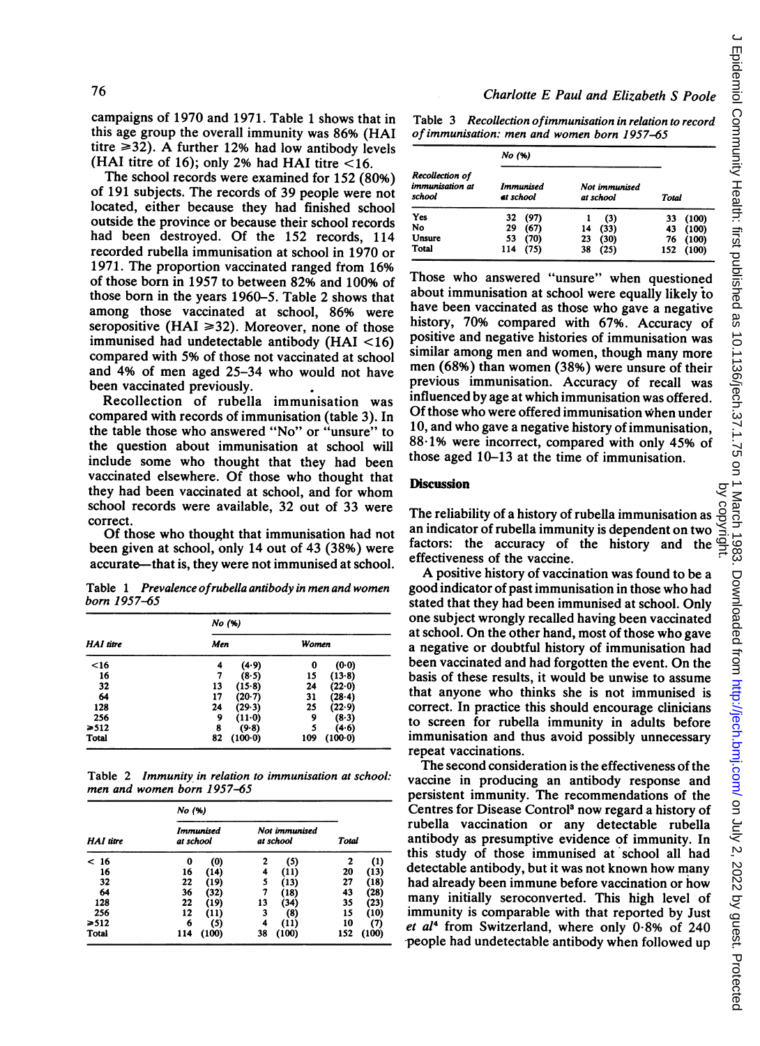campaigns of 1970 and 1971. Table 1 shows that in this age group the overall immunity was 86% (HAI titre ≥32). A further 12% had low antibody levels (HAI titre of 16); only 2% had HAI titre <16.

The school records were examined for 152 (80%) of 191 subjects. The records of 39 people were not located, either because they had finished school outside the province or because their school records had been destroyed. Of the 152 records, 114 recorded rubella immunisation at school in 1970 or 1971. The proportion vaccinated ranged from 16% of those born in 1957 to between 82% and 100% of those born in the years 1960–5. Table 2 shows that among those vaccinated at school, 86% were seropositive (HAI ≥32). Moreover, none of those immunised had undetectable antibody (HAI <16) compared with 5% of those not vaccinated at school and 4% of men aged 25–34 who would not have been vaccinated previously.

Recollection of rubella immunisation was compared with records of immunisation (table 3). In the table those who answered "No" or "unsure" to the question about immunisation at school will include some who thought that they had been vaccinated elsewhere. Of those who thought that they had been vaccinated at school, and for whom school records were available, 32 out of 33 were correct.

Of those who thought that immunisation had not been given at school, only 14 out of 43 (38%) were accurate—that is, they were not immunised at school.

Table 1 *Prevalence of rubella antibody in men and women born 1957–65*

| HAI titre | No (%) | |
|---|---|---|
| | Men | Women |
| <16 | 4 (4·9) | 0 (0·0) |
| 16 | 7 (8·5) | 15 (13·8) |
| 32 | 13 (15·8) | 24 (22·0) |
| 64 | 17 (20·7) | 31 (28·4) |
| 128 | 24 (29·3) | 25 (22·9) |
| 256 | 9 (11·0) | 9 (8·3) |
| ≥512 | 8 (9·8) | 5 (4·6) |
| Total | 82 (100·0) | 109 (100·0) |

Table 2 *Immunity in relation to immunisation at school: men and women born 1957–65*

| HAI titre | No (%) | | |
|---|---|---|---|
| | Immunised at school | Not immunised at school | Total |
| < 16 | 0 (0) | 2 (5) | 2 (1) |
| 16 | 16 (14) | 4 (11) | 20 (13) |
| 32 | 22 (19) | 5 (13) | 27 (18) |
| 64 | 36 (32) | 7 (18) | 43 (28) |
| 128 | 22 (19) | 13 (34) | 35 (23) |
| 256 | 12 (11) | 3 (8) | 15 (10) |
| ≥512 | 6 (5) | 4 (11) | 10 (7) |
| Total | 114 (100) | 38 (100) | 152 (100) |

Table 3 *Recollection of immunisation in relation to record of immunisation: men and women born 1957–65*

| Recollection of immunisation at school | No (%) | | |
|---|---|---|---|
| | Immunised at school | Not immunised at school | Total |
| Yes | 32 (97) | 1 (3) | 33 (100) |
| No | 29 (67) | 14 (33) | 43 (100) |
| Unsure | 53 (70) | 23 (30) | 76 (100) |
| Total | 114 (75) | 38 (25) | 152 (100) |

Those who answered "unsure" when questioned about immunisation at school were equally likely to have been vaccinated as those who gave a negative history, 70% compared with 67%. Accuracy of positive and negative histories of immunisation was similar among men and women, though many more men (68%) than women (38%) were unsure of their previous immunisation. Accuracy of recall was influenced by age at which immunisation was offered. Of those who were offered immunisation when under 10, and who gave a negative history of immunisation, 88·1% were incorrect, compared with only 45% of those aged 10–13 at the time of immunisation.

## Discussion

The reliability of a history of rubella immunisation as an indicator of rubella immunity is dependent on two factors: the accuracy of the history and the effectiveness of the vaccine.

A positive history of vaccination was found to be a good indicator of past immunisation in those who had stated that they had been immunised at school. Only one subject wrongly recalled having been vaccinated at school. On the other hand, most of those who gave a negative or doubtful history of immunisation had been vaccinated and had forgotten the event. On the basis of these results, it would be unwise to assume that anyone who thinks she is not immunised is correct. In practice this should encourage clinicians to screen for rubella immunity in adults before immunisation and thus avoid possibly unnecessary repeat vaccinations.

The second consideration is the effectiveness of the vaccine in producing an antibody response and persistent immunity. The recommendations of the Centres for Disease Control[3] now regard a history of rubella vaccination or any detectable rubella antibody as presumptive evidence of immunity. In this study of those immunised at school all had detectable antibody, but it was not known how many had already been immune before vaccination or how many initially seroconverted. This high level of immunity is comparable with that reported by Just *et al*[4] from Switzerland, where only 0·8% of 240 people had undetectable antibody when followed up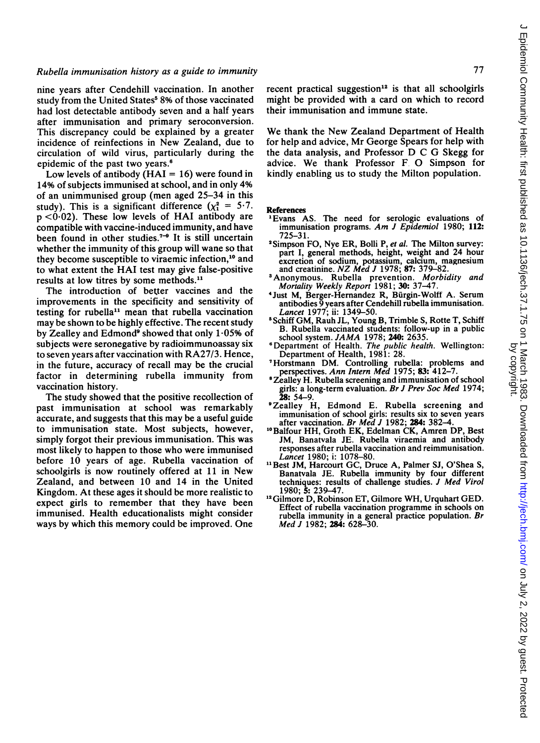nine years after Cendehill vaccination. In another study from the United States[5] 8% of those vaccinated had lost detectable antibody seven and a half years after immunisation and primary seroconversion. This discrepancy could be explained by a greater incidence of reinfections in New Zealand, due to circulation of wild virus, particularly during the epidemic of the past two years.[6]

Low levels of antibody (HAI = 16) were found in 14% of subjects immunised at school, and in only 4% of an unimmunised group (men aged 25–34 in this study). This is a significant difference ($\chi^2_1 = 5 \cdot 7$. $p < 0 \cdot 02$). These low levels of HAI antibody are compatible with vaccine-induced immunity, and have been found in other studies.[7–9] It is still uncertain whether the immunity of this group will wane so that they become susceptible to viraemic infection,[10] and to what extent the HAI test may give false-positive results at low titres by some methods.[11]

The introduction of better vaccines and the improvements in the specificity and sensitivity of testing for rubella[11] mean that rubella vaccination may be shown to be highly effective. The recent study by Zealley and Edmond[9] showed that only 1·05% of subjects were seronegative by radioimmunoassay six to seven years after vaccination with RA27/3. Hence, in the future, accuracy of recall may be the crucial factor in determining rubella immunity from vaccination history.

The study showed that the positive recollection of past immunisation at school was remarkably accurate, and suggests that this may be a useful guide to immunisation state. Most subjects, however, simply forgot their previous immunisation. This was most likely to happen to those who were immunised before 10 years of age. Rubella vaccination of schoolgirls is now routinely offered at 11 in New Zealand, and between 10 and 14 in the United Kingdom. At these ages it should be more realistic to expect girls to remember that they have been immunised. Health educationalists might consider ways by which this memory could be improved. One recent practical suggestion[12] is that all schoolgirls might be provided with a card on which to record their immunisation and immune state.

We thank the New Zealand Department of Health for help and advice, Mr George Spears for help with the data analysis, and Professor D C G Skegg for advice. We thank Professor F O Simpson for kindly enabling us to study the Milton population.

## References

1. Evans AS. The need for serologic evaluations of immunisation programs. *Am J Epidemiol* 1980; **112:** 725–31.
2. Simpson FO, Nye ER, Bolli P, *et al.* The Milton survey: part I, general methods, height, weight and 24 hour excretion of sodium, potassium, calcium, magnesium and creatinine. *NZ Med J* 1978; **87:** 379–82.
3. Anonymous. Rubella prevention. *Morbidity and Mortality Weekly Report* 1981; **30:** 37–47.
4. Just M, Berger-Hernandez R, Bürgin-Wolff A. Serum antibodies 9 years after Cendehill rubella immunisation. *Lancet* 1977; ii: 1349–50.
5. Schiff GM, Rauh JL, Young B, Trimble S, Rotte T, Schiff B. Rubella vaccinated students: follow-up in a public school system. *JAMA* 1978; **240:** 2635.
6. Department of Health. *The public health.* Wellington: Department of Health, 1981: 28.
7. Horstmann DM. Controlling rubella: problems and perspectives. *Ann Intern Med* 1975; **83:** 412–7.
8. Zealley H. Rubella screening and immunisation of school girls: a long-term evaluation. *Br J Prev Soc Med* 1974; **28:** 54–9.
9. Zealley H, Edmond E. Rubella screening and immunisation of school girls: results six to seven years after vaccination. *Br Med J* 1982; **284:** 382–4.
10. Balfour HH, Groth EK, Edelman CK, Amren DP, Best JM, Banatvala JE. Rubella viraemia and antibody responses after rubella vaccination and reimmunisation. *Lancet* 1980; i: 1078–80.
11. Best JM, Harcourt GC, Druce A, Palmer SJ, O'Shea S, Banatvala JE. Rubella immunity by four different techniques: results of challenge studies. *J Med Virol* 1980; **5:** 239–47.
12. Gilmore D, Robinson ET, Gilmore WH, Urquhart GED. Effect of rubella vaccination programme in schools on rubella immunity in a general practice population. *Br Med J* 1982; **284:** 628–30.